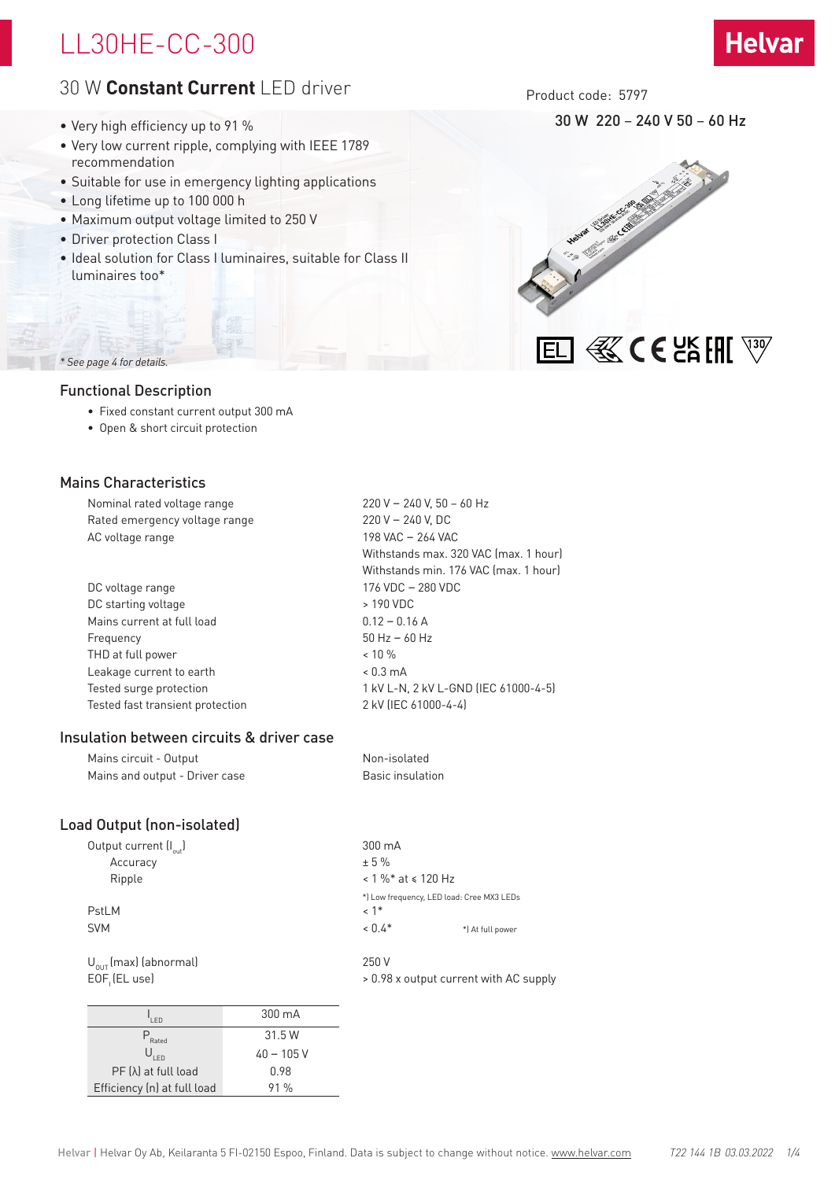# LL30HE-CC-300

## 30 W **Constant Current** LED driver

Product code: 5797

30 W 220 – 240 V 50 – 60 Hz

- Very high efficiency up to 91 %
- Very low current ripple, complying with IEEE 1789 recommendation
- Suitable for use in emergency lighting applications
- Long lifetime up to 100 000 h
- Maximum output voltage limited to 250 V
- Driver protection Class I
- Ideal solution for Class I luminaires, suitable for Class II luminaires too*

*\* See page 4 for details.*

## Functional Description

- Fixed constant current output 300 mA
- Open & short circuit protection

## Mains Characteristics

| | |
|---|---|
| Nominal rated voltage range | 220 V – 240 V, 50 – 60 Hz |
| Rated emergency voltage range | 220 V – 240 V, DC |
| AC voltage range | 198 VAC – 264 VAC<br>Withstands max. 320 VAC (max. 1 hour)<br>Withstands min. 176 VAC (max. 1 hour) |
| DC voltage range | 176 VDC – 280 VDC |
| DC starting voltage | > 190 VDC |
| Mains current at full load | 0.12 – 0.16 A |
| Frequency | 50 Hz – 60 Hz |
| THD at full power | < 10 % |
| Leakage current to earth | < 0.3 mA |
| Tested surge protection | 1 kV L-N, 2 kV L-GND (IEC 61000-4-5) |
| Tested fast transient protection | 2 kV (IEC 61000-4-4) |

## Insulation between circuits & driver case

| | |
|---|---|
| Mains circuit - Output | Non-isolated |
| Mains and output - Driver case | Basic insulation |

## Load Output (non-isolated)

| | |
|---|---|
| Output current ($I_{out}$) | 300 mA |
| Accuracy | ± 5 % |
| Ripple | < 1 %* at ≤ 120 Hz<br>*) Low frequency, LED load: Cree MX3 LEDs |
| PstLM | < 1* |
| SVM | < 0.4* &nbsp;&nbsp;&nbsp; *) At full power |
| $U_{OUT}$ (max) (abnormal) | 250 V |
| $EOF_i$ (EL use) | > 0.98 x output current with AC supply |

| $I_{LED}$ | 300 mA |
|---|---|
| $P_{Rated}$ | 31.5 W |
| $U_{LED}$ | 40 – 105 V |
| PF (λ) at full load | 0.98 |
| Efficiency (η) at full load | 91 % |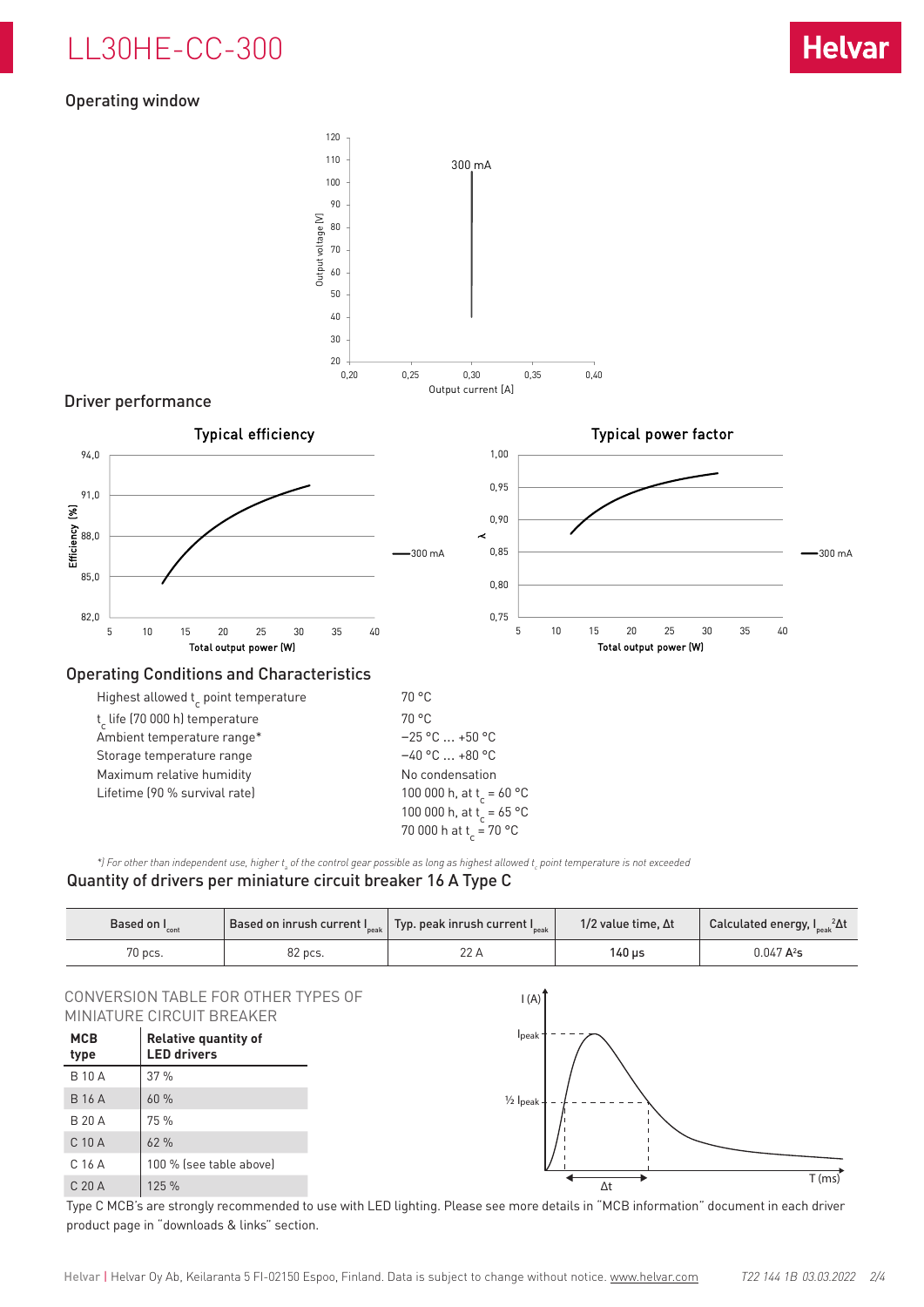# LL30HE-CC-300

## Operating window

## Driver performance

Typical efficiency

Typical power factor

## Operating Conditions and Characteristics

| | |
|---|---|
| Highest allowed $t_c$ point temperature | 70 °C |
| $t_c$ life (70 000 h) temperature | 70 °C |
| Ambient temperature range* | −25 °C ... +50 °C |
| Storage temperature range | −40 °C ... +80 °C |
| Maximum relative humidity | No condensation |
| Lifetime (90 % survival rate) | 100 000 h, at $t_c$ = 60 °C<br>100 000 h, at $t_c$ = 65 °C<br>70 000 h at $t_c$ = 70 °C |

*) For other than independent use, higher $t_a$ of the control gear possible as long as highest allowed $t_c$ point temperature is not exceeded

## Quantity of drivers per miniature circuit breaker 16 A Type C

| Based on $I_{cont}$ | Based on inrush current $I_{peak}$ | Typ. peak inrush current $I_{peak}$ | 1/2 value time, Δt | Calculated energy, $I_{peak}{}^2\Delta t$ |
|---|---|---|---|---|
| 70 pcs. | 82 pcs. | 22 A | 140 µs | 0.047 A²s |

CONVERSION TABLE FOR OTHER TYPES OF MINIATURE CIRCUIT BREAKER

| MCB type | Relative quantity of LED drivers |
|---|---|
| B 10 A | 37 % |
| B 16 A | 60 % |
| B 20 A | 75 % |
| C 10 A | 62 % |
| C 16 A | 100 % (see table above) |
| C 20 A | 125 % |

Type C MCB's are strongly recommended to use with LED lighting. Please see more details in "MCB information" document in each driver product page in "downloads & links" section.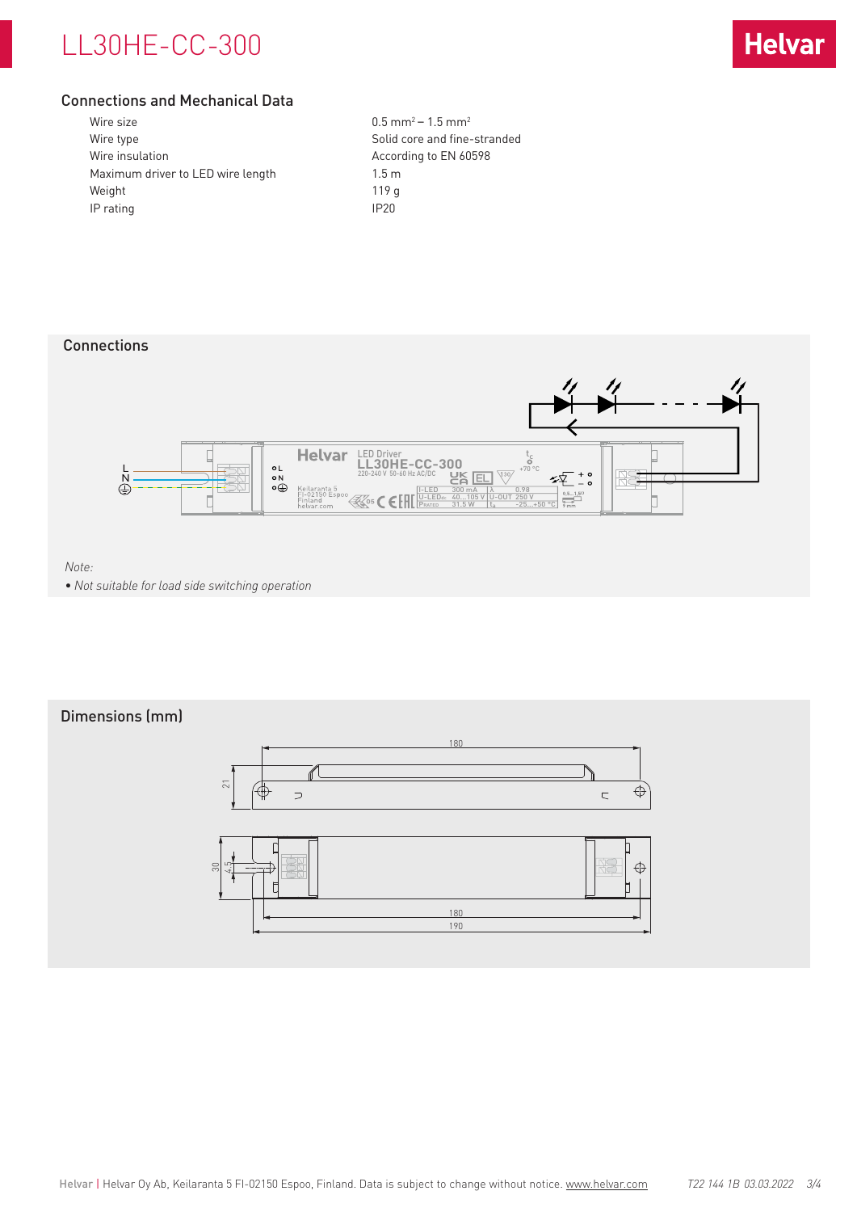# LL30HE-CC-300

## Connections and Mechanical Data

| | |
|---|---|
| Wire size | 0.5 mm² – 1.5 mm² |
| Wire type | Solid core and fine-stranded |
| Wire insulation | According to EN 60598 |
| Maximum driver to LED wire length | 1.5 m |
| Weight | 119 g |
| IP rating | IP20 |

## Connections

*Note:*

- *Not suitable for load side switching operation*

## Dimensions (mm)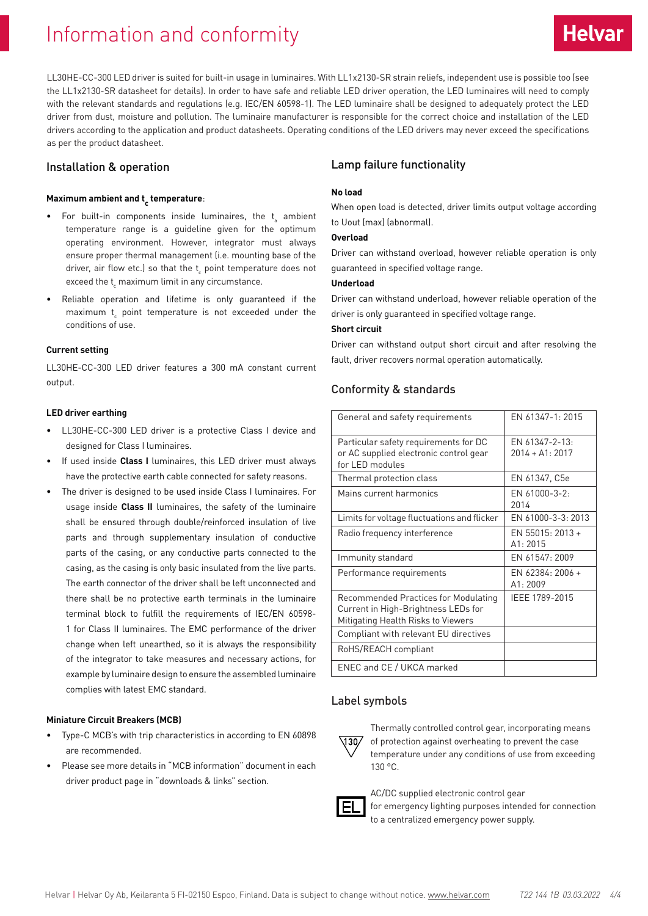# Information and conformity

LL30HE-CC-300 LED driver is suited for built-in usage in luminaires. With LL1x2130-SR strain reliefs, independent use is possible too (see the LL1x2130-SR datasheet for details). In order to have safe and reliable LED driver operation, the LED luminaires will need to comply with the relevant standards and regulations (e.g. IEC/EN 60598-1). The LED luminaire shall be designed to adequately protect the LED driver from dust, moisture and pollution. The luminaire manufacturer is responsible for the correct choice and installation of the LED drivers according to the application and product datasheets. Operating conditions of the LED drivers may never exceed the specifications as per the product datasheet.

## Installation & operation

**Maximum ambient and $t_c$ temperature:**

- For built-in components inside luminaires, the $t_a$ ambient temperature range is a guideline given for the optimum operating environment. However, integrator must always ensure proper thermal management (i.e. mounting base of the driver, air flow etc.) so that the $t_c$ point temperature does not exceed the $t_c$ maximum limit in any circumstance.
- Reliable operation and lifetime is only guaranteed if the maximum $t_c$ point temperature is not exceeded under the conditions of use.

**Current setting**

LL30HE-CC-300 LED driver features a 300 mA constant current output.

**LED driver earthing**

- LL30HE-CC-300 LED driver is a protective Class I device and designed for Class I luminaires.
- If used inside **Class I** luminaires, this LED driver must always have the protective earth cable connected for safety reasons.
- The driver is designed to be used inside Class I luminaires. For usage inside **Class II** luminaires, the safety of the luminaire shall be ensured through double/reinforced insulation of live parts and through supplementary insulation of conductive parts of the casing, or any conductive parts connected to the casing, as the casing is only basic insulated from the live parts. The earth connector of the driver shall be left unconnected and there shall be no protective earth terminals in the luminaire terminal block to fulfill the requirements of IEC/EN 60598-1 for Class II luminaires. The EMC performance of the driver change when left unearthed, so it is always the responsibility of the integrator to take measures and necessary actions, for example by luminaire design to ensure the assembled luminaire complies with latest EMC standard.

**Miniature Circuit Breakers (MCB)**

- Type-C MCB's with trip characteristics in according to EN 60898 are recommended.
- Please see more details in "MCB information" document in each driver product page in "downloads & links" section.

## Lamp failure functionality

**No load**

When open load is detected, driver limits output voltage according to Uout (max) (abnormal).

**Overload**

Driver can withstand overload, however reliable operation is only guaranteed in specified voltage range.

**Underload**

Driver can withstand underload, however reliable operation of the driver is only guaranteed in specified voltage range.

**Short circuit**

Driver can withstand output short circuit and after resolving the fault, driver recovers normal operation automatically.

## Conformity & standards

| | |
|---|---|
| General and safety requirements | EN 61347-1: 2015 |
| Particular safety requirements for DC or AC supplied electronic control gear for LED modules | EN 61347-2-13: 2014 + A1: 2017 |
| Thermal protection class | EN 61347, C5e |
| Mains current harmonics | EN 61000-3-2: 2014 |
| Limits for voltage fluctuations and flicker | EN 61000-3-3: 2013 |
| Radio frequency interference | EN 55015: 2013 + A1: 2015 |
| Immunity standard | EN 61547: 2009 |
| Performance requirements | EN 62384: 2006 + A1: 2009 |
| Recommended Practices for Modulating Current in High-Brightness LEDs for Mitigating Health Risks to Viewers | IEEE 1789-2015 |
| Compliant with relevant EU directives | |
| RoHS/REACH compliant | |
| ENEC and CE / UKCA marked | |

## Label symbols

130 — Thermally controlled control gear, incorporating means of protection against overheating to prevent the case temperature under any conditions of use from exceeding 130 °C.

EL — AC/DC supplied electronic control gear for emergency lighting purposes intended for connection to a centralized emergency power supply.